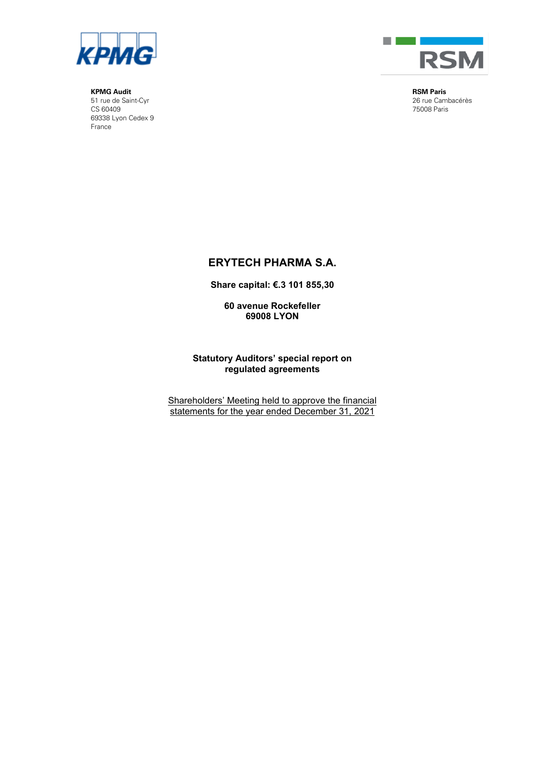**KPMG Audit**
51 rue de Saint-Cyr
CS 60409
69338 Lyon Cedex 9
France

**RSM Paris**
26 rue Cambacérès
75008 Paris

# ERYTECH PHARMA S.A.

**Share capital: €.3 101 855,30**

**60 avenue Rockefeller**
**69008 LYON**

## Statutory Auditors' special report on regulated agreements

Shareholders' Meeting held to approve the financial statements for the year ended December 31, 2021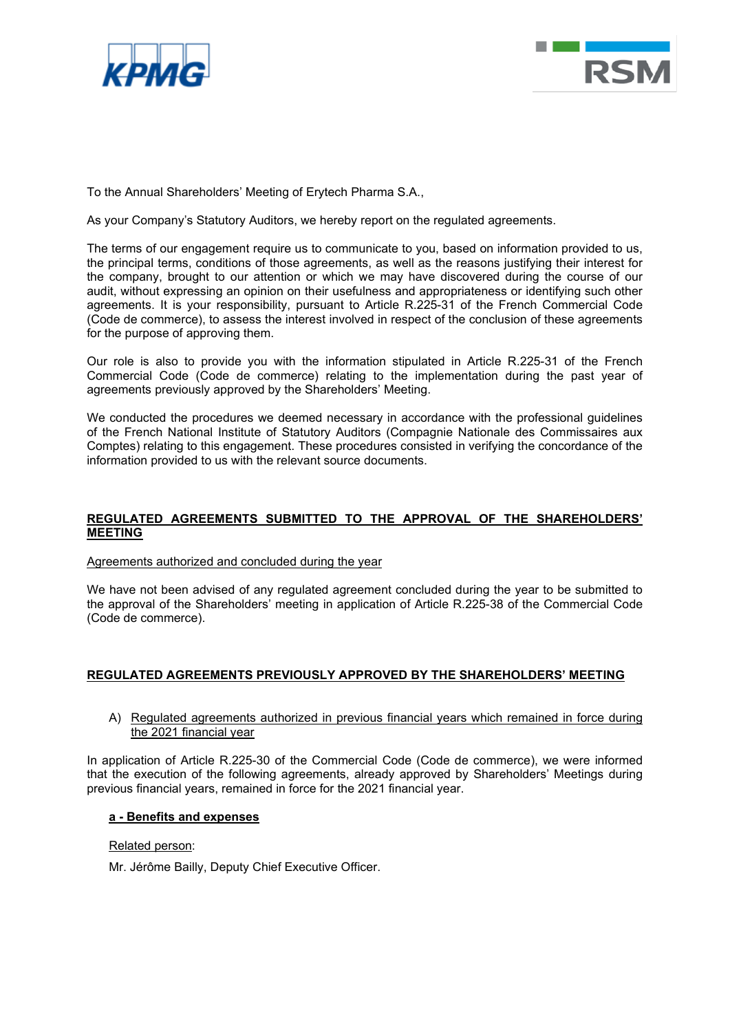To the Annual Shareholders' Meeting of Erytech Pharma S.A.,

As your Company's Statutory Auditors, we hereby report on the regulated agreements.

The terms of our engagement require us to communicate to you, based on information provided to us, the principal terms, conditions of those agreements, as well as the reasons justifying their interest for the company, brought to our attention or which we may have discovered during the course of our audit, without expressing an opinion on their usefulness and appropriateness or identifying such other agreements. It is your responsibility, pursuant to Article R.225-31 of the French Commercial Code (Code de commerce), to assess the interest involved in respect of the conclusion of these agreements for the purpose of approving them.

Our role is also to provide you with the information stipulated in Article R.225-31 of the French Commercial Code (Code de commerce) relating to the implementation during the past year of agreements previously approved by the Shareholders' Meeting.

We conducted the procedures we deemed necessary in accordance with the professional guidelines of the French National Institute of Statutory Auditors (Compagnie Nationale des Commissaires aux Comptes) relating to this engagement. These procedures consisted in verifying the concordance of the information provided to us with the relevant source documents.

## REGULATED AGREEMENTS SUBMITTED TO THE APPROVAL OF THE SHAREHOLDERS' MEETING

Agreements authorized and concluded during the year

We have not been advised of any regulated agreement concluded during the year to be submitted to the approval of the Shareholders' meeting in application of Article R.225-38 of the Commercial Code (Code de commerce).

## REGULATED AGREEMENTS PREVIOUSLY APPROVED BY THE SHAREHOLDERS' MEETING

A) Regulated agreements authorized in previous financial years which remained in force during the 2021 financial year

In application of Article R.225-30 of the Commercial Code (Code de commerce), we were informed that the execution of the following agreements, already approved by Shareholders' Meetings during previous financial years, remained in force for the 2021 financial year.

**a - Benefits and expenses**

Related person:

Mr. Jérôme Bailly, Deputy Chief Executive Officer.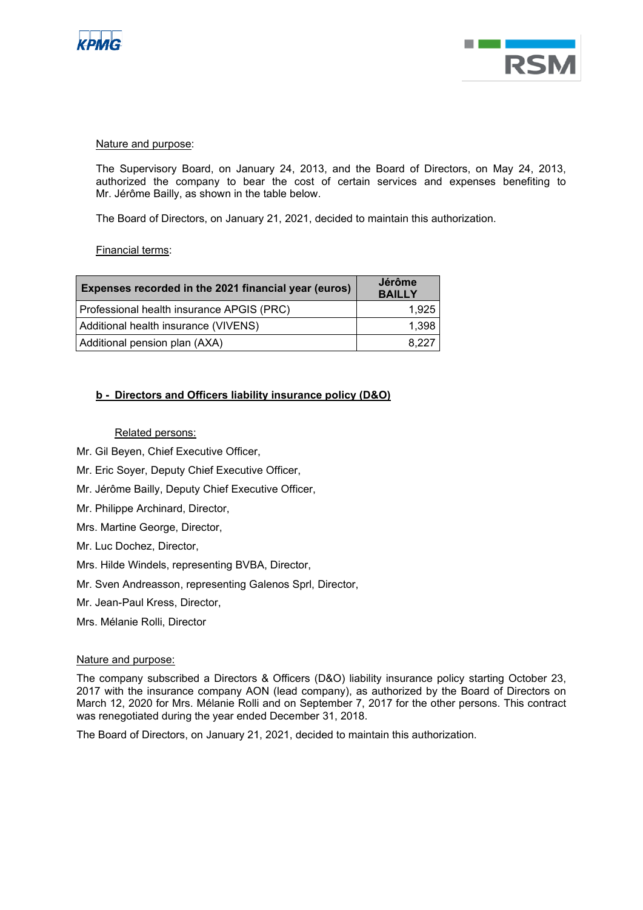Nature and purpose:

The Supervisory Board, on January 24, 2013, and the Board of Directors, on May 24, 2013, authorized the company to bear the cost of certain services and expenses benefiting to Mr. Jérôme Bailly, as shown in the table below.

The Board of Directors, on January 21, 2021, decided to maintain this authorization.

Financial terms:

| Expenses recorded in the 2021 financial year (euros) | Jérôme BAILLY |
|---|---:|
| Professional health insurance APGIS (PRC) | 1,925 |
| Additional health insurance (VIVENS) | 1,398 |
| Additional pension plan (AXA) | 8,227 |

**b - Directors and Officers liability insurance policy (D&O)**

Related persons:

Mr. Gil Beyen, Chief Executive Officer,

Mr. Eric Soyer, Deputy Chief Executive Officer,

Mr. Jérôme Bailly, Deputy Chief Executive Officer,

Mr. Philippe Archinard, Director,

Mrs. Martine George, Director,

Mr. Luc Dochez, Director,

Mrs. Hilde Windels, representing BVBA, Director,

Mr. Sven Andreasson, representing Galenos Sprl, Director,

Mr. Jean-Paul Kress, Director,

Mrs. Mélanie Rolli, Director

Nature and purpose:

The company subscribed a Directors & Officers (D&O) liability insurance policy starting October 23, 2017 with the insurance company AON (lead company), as authorized by the Board of Directors on March 12, 2020 for Mrs. Mélanie Rolli and on September 7, 2017 for the other persons. This contract was renegotiated during the year ended December 31, 2018.

The Board of Directors, on January 21, 2021, decided to maintain this authorization.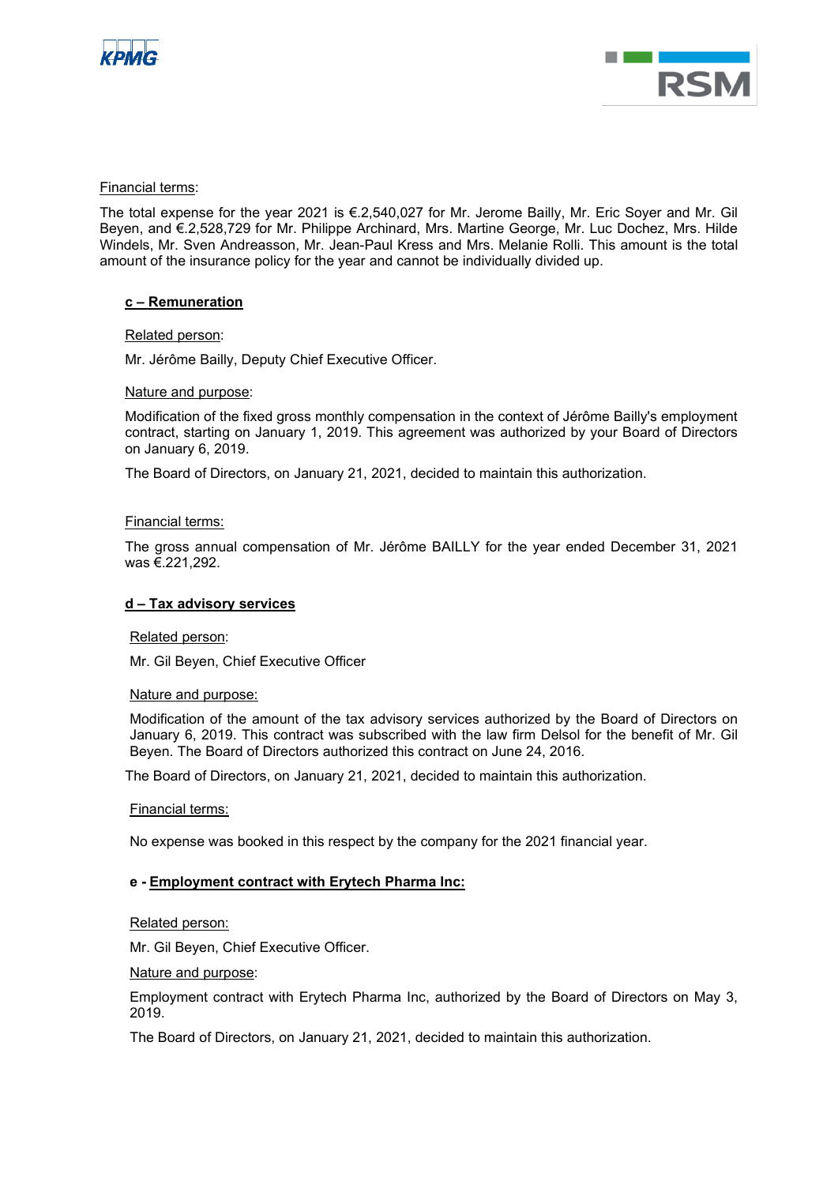Financial terms:

The total expense for the year 2021 is €.2,540,027 for Mr. Jerome Bailly, Mr. Eric Soyer and Mr. Gil Beyen, and €.2,528,729 for Mr. Philippe Archinard, Mrs. Martine George, Mr. Luc Dochez, Mrs. Hilde Windels, Mr. Sven Andreasson, Mr. Jean-Paul Kress and Mrs. Melanie Rolli. This amount is the total amount of the insurance policy for the year and cannot be individually divided up.

**c – Remuneration**

Related person:

Mr. Jérôme Bailly, Deputy Chief Executive Officer.

Nature and purpose:

Modification of the fixed gross monthly compensation in the context of Jérôme Bailly's employment contract, starting on January 1, 2019. This agreement was authorized by your Board of Directors on January 6, 2019.

The Board of Directors, on January 21, 2021, decided to maintain this authorization.

Financial terms:

The gross annual compensation of Mr. Jérôme BAILLY for the year ended December 31, 2021 was €.221,292.

**d – Tax advisory services**

Related person:

Mr. Gil Beyen, Chief Executive Officer

Nature and purpose:

Modification of the amount of the tax advisory services authorized by the Board of Directors on January 6, 2019. This contract was subscribed with the law firm Delsol for the benefit of Mr. Gil Beyen. The Board of Directors authorized this contract on June 24, 2016.

The Board of Directors, on January 21, 2021, decided to maintain this authorization.

Financial terms:

No expense was booked in this respect by the company for the 2021 financial year.

**e - Employment contract with Erytech Pharma Inc:**

Related person:

Mr. Gil Beyen, Chief Executive Officer.

Nature and purpose:

Employment contract with Erytech Pharma Inc, authorized by the Board of Directors on May 3, 2019.

The Board of Directors, on January 21, 2021, decided to maintain this authorization.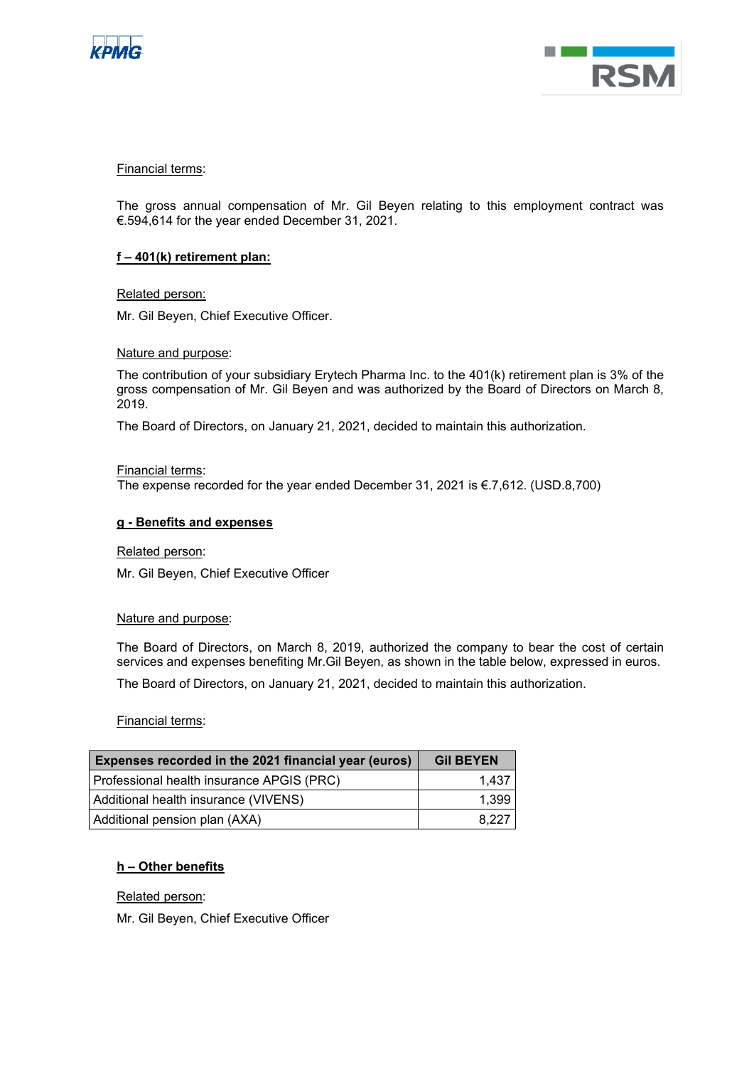Financial terms:

The gross annual compensation of Mr. Gil Beyen relating to this employment contract was €.594,614 for the year ended December 31, 2021.

**f – 401(k) retirement plan:**

Related person:

Mr. Gil Beyen, Chief Executive Officer.

Nature and purpose:

The contribution of your subsidiary Erytech Pharma Inc. to the 401(k) retirement plan is 3% of the gross compensation of Mr. Gil Beyen and was authorized by the Board of Directors on March 8, 2019.

The Board of Directors, on January 21, 2021, decided to maintain this authorization.

Financial terms:
The expense recorded for the year ended December 31, 2021 is €.7,612. (USD.8,700)

**g - Benefits and expenses**

Related person:

Mr. Gil Beyen, Chief Executive Officer

Nature and purpose:

The Board of Directors, on March 8, 2019, authorized the company to bear the cost of certain services and expenses benefiting Mr.Gil Beyen, as shown in the table below, expressed in euros.

The Board of Directors, on January 21, 2021, decided to maintain this authorization.

Financial terms:

| Expenses recorded in the 2021 financial year (euros) | Gil BEYEN |
|---|---:|
| Professional health insurance APGIS (PRC) | 1,437 |
| Additional health insurance (VIVENS) | 1,399 |
| Additional pension plan (AXA) | 8,227 |

**h – Other benefits**

Related person:

Mr. Gil Beyen, Chief Executive Officer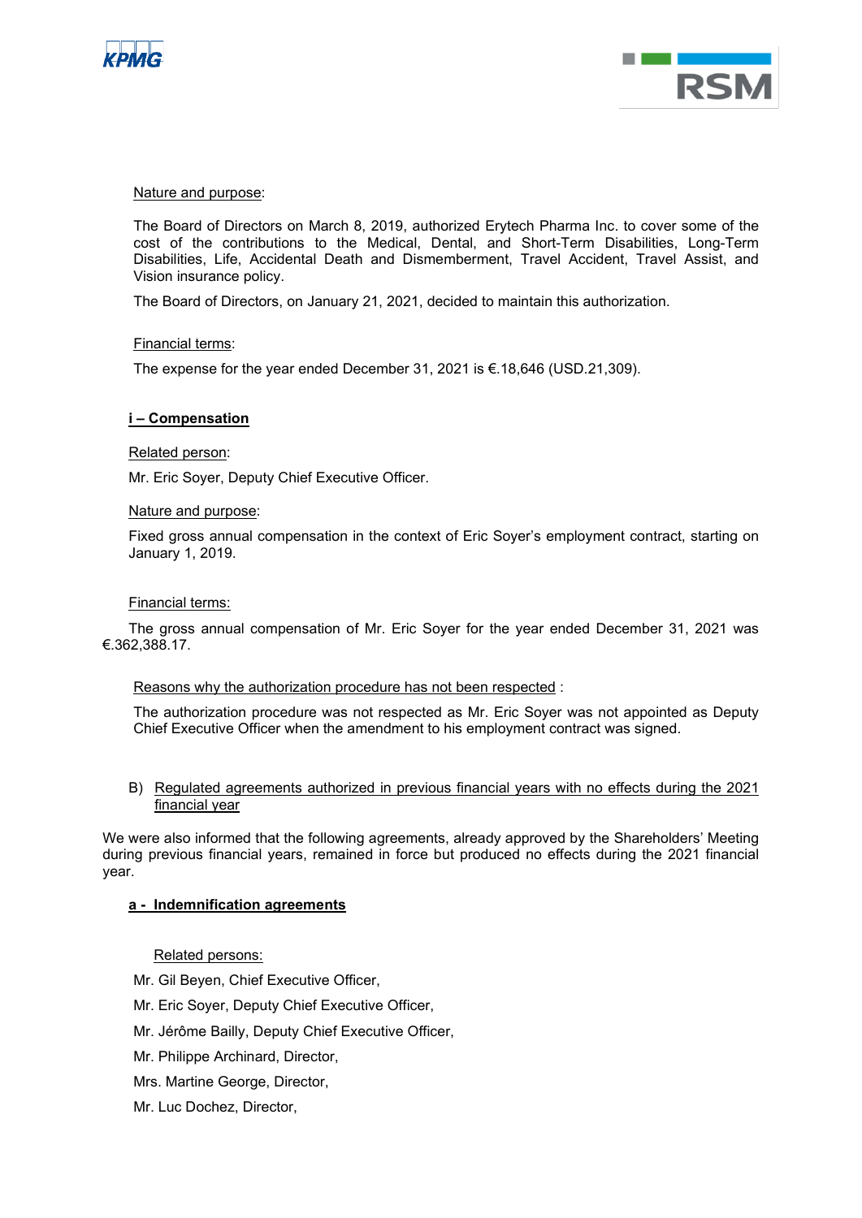Nature and purpose:

The Board of Directors on March 8, 2019, authorized Erytech Pharma Inc. to cover some of the cost of the contributions to the Medical, Dental, and Short-Term Disabilities, Long-Term Disabilities, Life, Accidental Death and Dismemberment, Travel Accident, Travel Assist, and Vision insurance policy.

The Board of Directors, on January 21, 2021, decided to maintain this authorization.

Financial terms:

The expense for the year ended December 31, 2021 is €.18,646 (USD.21,309).

**i – Compensation**

Related person:

Mr. Eric Soyer, Deputy Chief Executive Officer.

Nature and purpose:

Fixed gross annual compensation in the context of Eric Soyer's employment contract, starting on January 1, 2019.

Financial terms:

The gross annual compensation of Mr. Eric Soyer for the year ended December 31, 2021 was €.362,388.17.

Reasons why the authorization procedure has not been respected :

The authorization procedure was not respected as Mr. Eric Soyer was not appointed as Deputy Chief Executive Officer when the amendment to his employment contract was signed.

B) Regulated agreements authorized in previous financial years with no effects during the 2021 financial year

We were also informed that the following agreements, already approved by the Shareholders' Meeting during previous financial years, remained in force but produced no effects during the 2021 financial year.

**a - Indemnification agreements**

Related persons:

Mr. Gil Beyen, Chief Executive Officer,

Mr. Eric Soyer, Deputy Chief Executive Officer,

Mr. Jérôme Bailly, Deputy Chief Executive Officer,

Mr. Philippe Archinard, Director,

Mrs. Martine George, Director,

Mr. Luc Dochez, Director,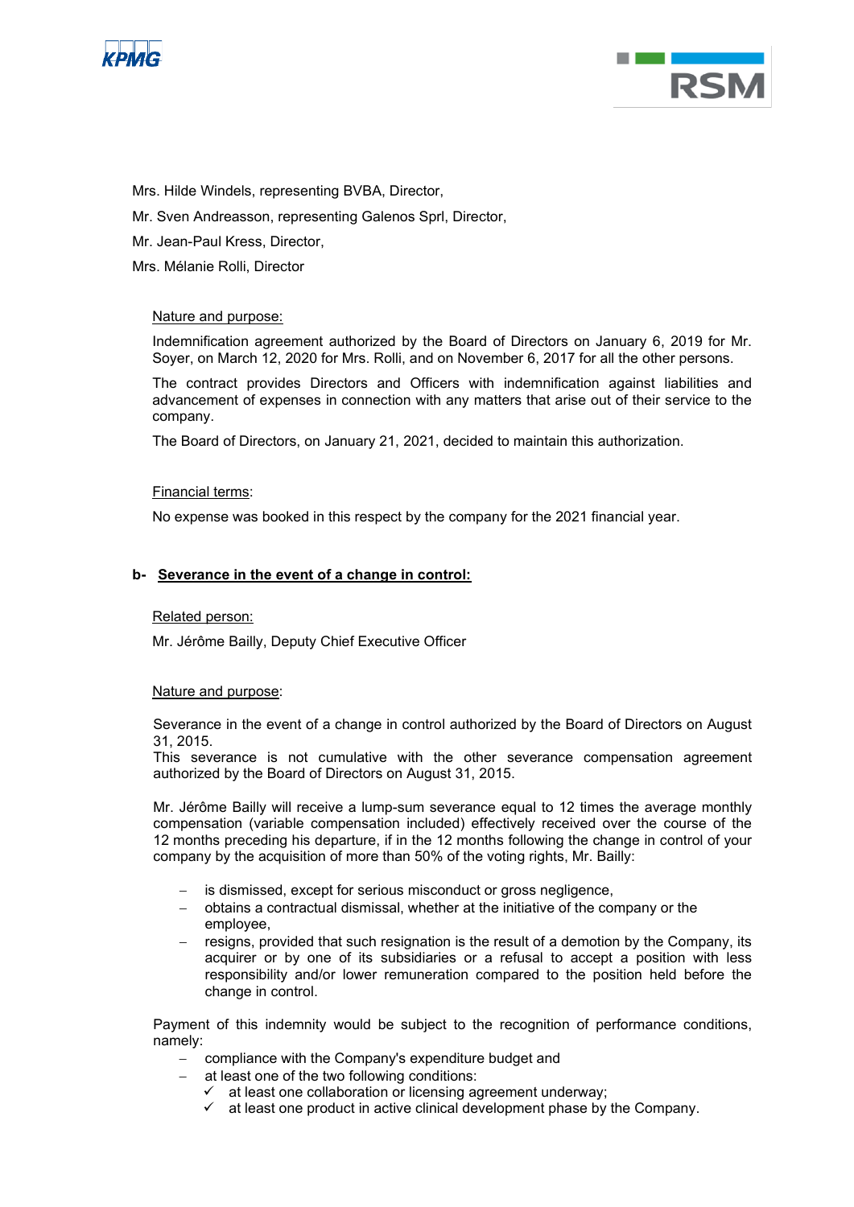Mrs. Hilde Windels, representing BVBA, Director,

Mr. Sven Andreasson, representing Galenos Sprl, Director,

Mr. Jean-Paul Kress, Director,

Mrs. Mélanie Rolli, Director

Nature and purpose:

Indemnification agreement authorized by the Board of Directors on January 6, 2019 for Mr. Soyer, on March 12, 2020 for Mrs. Rolli, and on November 6, 2017 for all the other persons.

The contract provides Directors and Officers with indemnification against liabilities and advancement of expenses in connection with any matters that arise out of their service to the company.

The Board of Directors, on January 21, 2021, decided to maintain this authorization.

Financial terms:

No expense was booked in this respect by the company for the 2021 financial year.

**b- Severance in the event of a change in control:**

Related person:

Mr. Jérôme Bailly, Deputy Chief Executive Officer

Nature and purpose:

Severance in the event of a change in control authorized by the Board of Directors on August 31, 2015.
This severance is not cumulative with the other severance compensation agreement authorized by the Board of Directors on August 31, 2015.

Mr. Jérôme Bailly will receive a lump-sum severance equal to 12 times the average monthly compensation (variable compensation included) effectively received over the course of the 12 months preceding his departure, if in the 12 months following the change in control of your company by the acquisition of more than 50% of the voting rights, Mr. Bailly:

- is dismissed, except for serious misconduct or gross negligence,
- obtains a contractual dismissal, whether at the initiative of the company or the employee,
- resigns, provided that such resignation is the result of a demotion by the Company, its acquirer or by one of its subsidiaries or a refusal to accept a position with less responsibility and/or lower remuneration compared to the position held before the change in control.

Payment of this indemnity would be subject to the recognition of performance conditions, namely:

- compliance with the Company's expenditure budget and
- at least one of the two following conditions:
  - ✓ at least one collaboration or licensing agreement underway;
  - ✓ at least one product in active clinical development phase by the Company.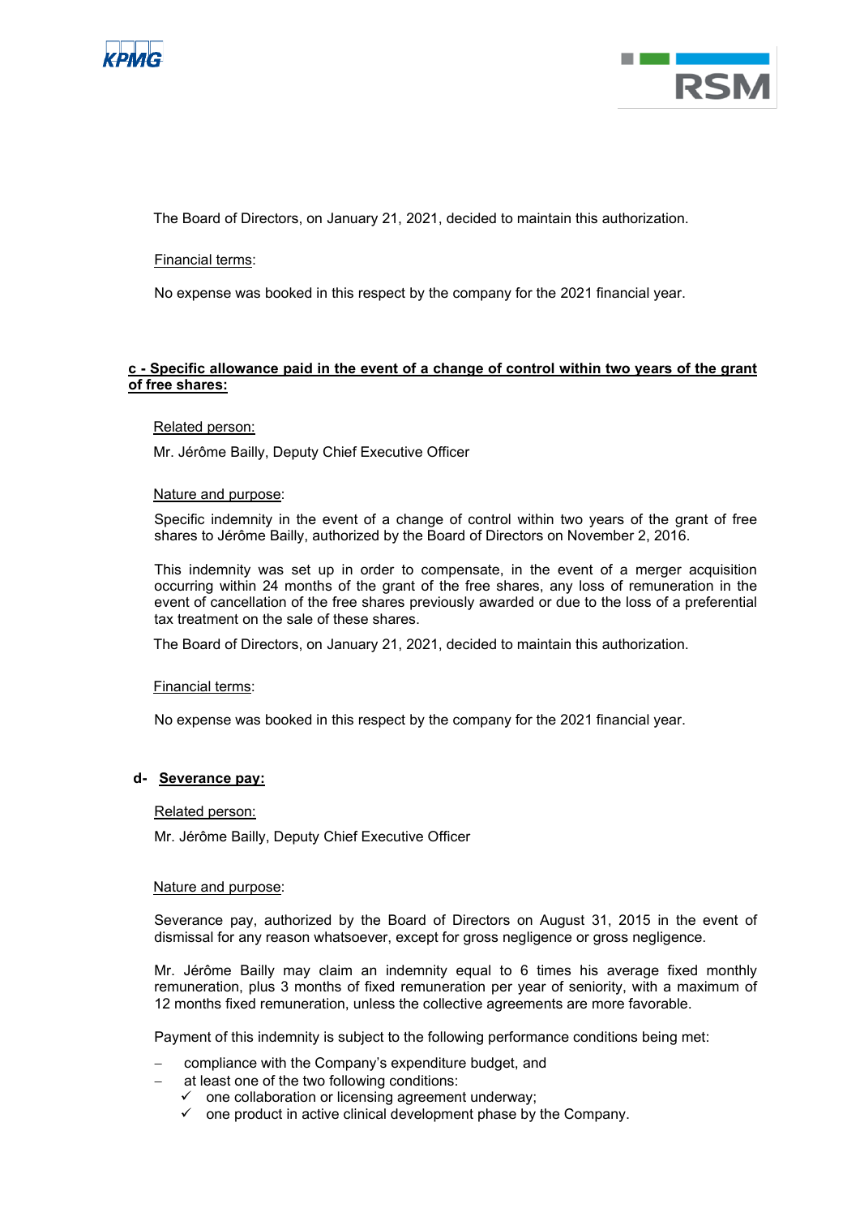The Board of Directors, on January 21, 2021, decided to maintain this authorization.

Financial terms:

No expense was booked in this respect by the company for the 2021 financial year.

**c - Specific allowance paid in the event of a change of control within two years of the grant of free shares:**

Related person:

Mr. Jérôme Bailly, Deputy Chief Executive Officer

Nature and purpose:

Specific indemnity in the event of a change of control within two years of the grant of free shares to Jérôme Bailly, authorized by the Board of Directors on November 2, 2016.

This indemnity was set up in order to compensate, in the event of a merger acquisition occurring within 24 months of the grant of the free shares, any loss of remuneration in the event of cancellation of the free shares previously awarded or due to the loss of a preferential tax treatment on the sale of these shares.

The Board of Directors, on January 21, 2021, decided to maintain this authorization.

Financial terms:

No expense was booked in this respect by the company for the 2021 financial year.

**d- Severance pay:**

Related person:

Mr. Jérôme Bailly, Deputy Chief Executive Officer

Nature and purpose:

Severance pay, authorized by the Board of Directors on August 31, 2015 in the event of dismissal for any reason whatsoever, except for gross negligence or gross negligence.

Mr. Jérôme Bailly may claim an indemnity equal to 6 times his average fixed monthly remuneration, plus 3 months of fixed remuneration per year of seniority, with a maximum of 12 months fixed remuneration, unless the collective agreements are more favorable.

Payment of this indemnity is subject to the following performance conditions being met:

- compliance with the Company's expenditure budget, and
- at least one of the two following conditions:
  - ✓ one collaboration or licensing agreement underway;
  - ✓ one product in active clinical development phase by the Company.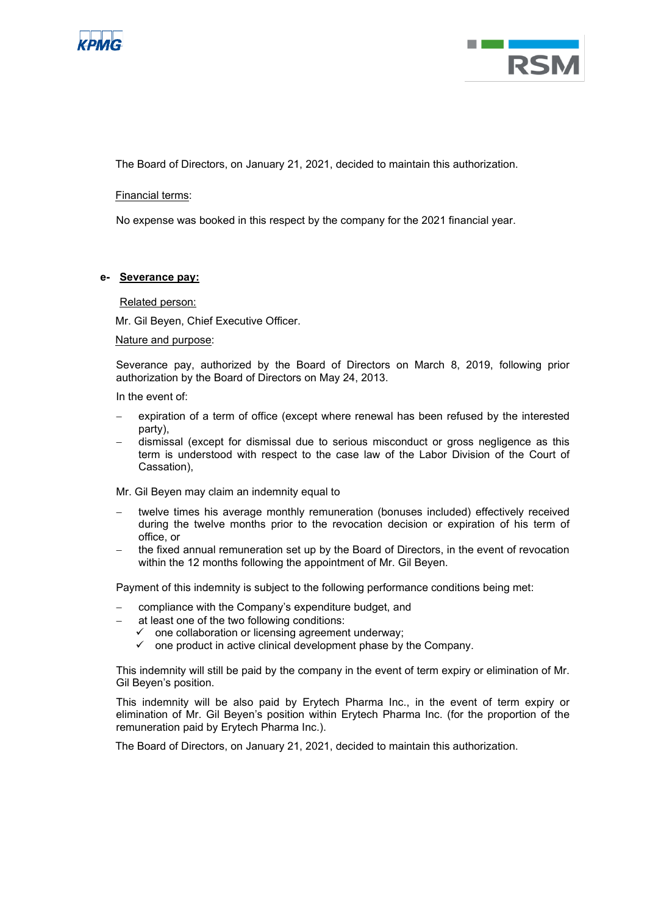The Board of Directors, on January 21, 2021, decided to maintain this authorization.

<u>Financial terms</u>:

No expense was booked in this respect by the company for the 2021 financial year.

**e- <u>Severance pay:</u>**

<u>Related person:</u>

Mr. Gil Beyen, Chief Executive Officer.

<u>Nature and purpose</u>:

Severance pay, authorized by the Board of Directors on March 8, 2019, following prior authorization by the Board of Directors on May 24, 2013.

In the event of:

- expiration of a term of office (except where renewal has been refused by the interested party),
- dismissal (except for dismissal due to serious misconduct or gross negligence as this term is understood with respect to the case law of the Labor Division of the Court of Cassation),

Mr. Gil Beyen may claim an indemnity equal to

- twelve times his average monthly remuneration (bonuses included) effectively received during the twelve months prior to the revocation decision or expiration of his term of office, or
- the fixed annual remuneration set up by the Board of Directors, in the event of revocation within the 12 months following the appointment of Mr. Gil Beyen.

Payment of this indemnity is subject to the following performance conditions being met:

- compliance with the Company's expenditure budget, and
- at least one of the two following conditions:
  - ✓ one collaboration or licensing agreement underway;
  - ✓ one product in active clinical development phase by the Company.

This indemnity will still be paid by the company in the event of term expiry or elimination of Mr. Gil Beyen's position.

This indemnity will be also paid by Erytech Pharma Inc., in the event of term expiry or elimination of Mr. Gil Beyen's position within Erytech Pharma Inc. (for the proportion of the remuneration paid by Erytech Pharma Inc.).

The Board of Directors, on January 21, 2021, decided to maintain this authorization.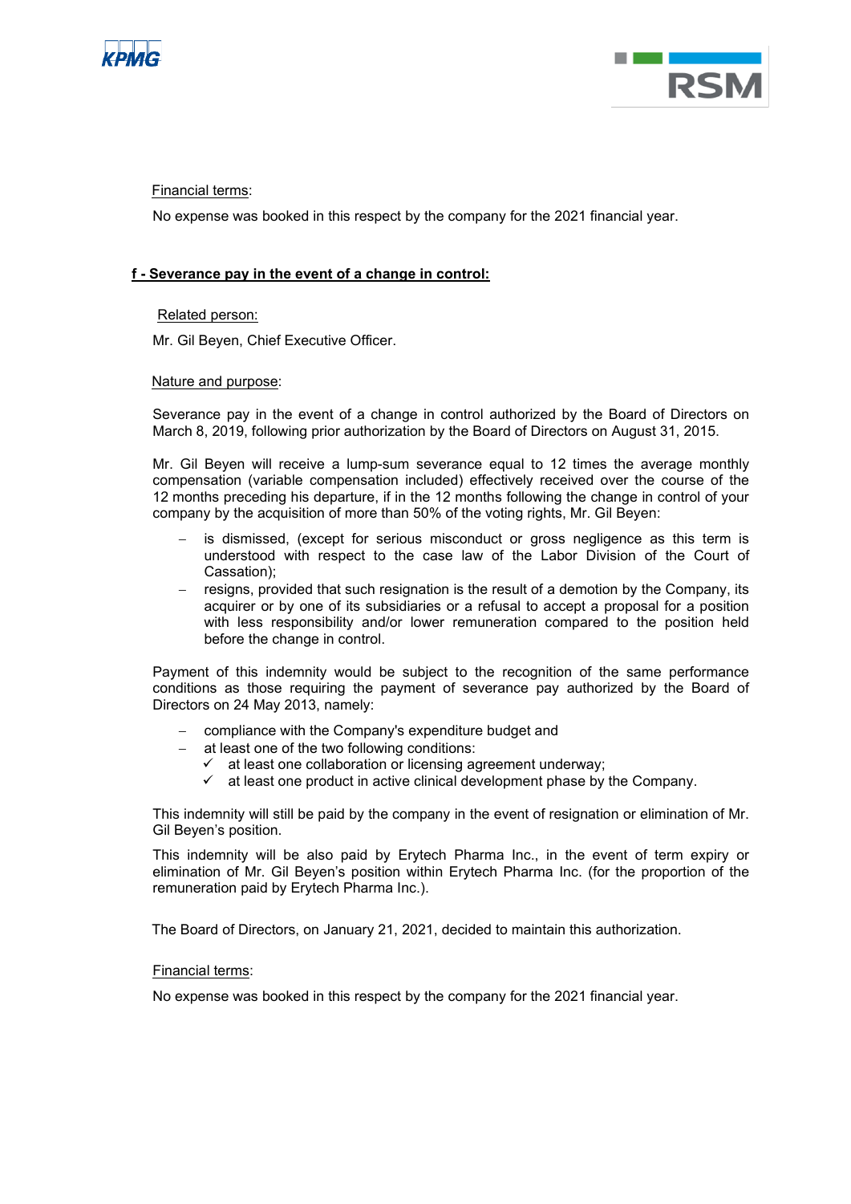Financial terms:

No expense was booked in this respect by the company for the 2021 financial year.

**f - Severance pay in the event of a change in control:**

Related person:

Mr. Gil Beyen, Chief Executive Officer.

Nature and purpose:

Severance pay in the event of a change in control authorized by the Board of Directors on March 8, 2019, following prior authorization by the Board of Directors on August 31, 2015.

Mr. Gil Beyen will receive a lump-sum severance equal to 12 times the average monthly compensation (variable compensation included) effectively received over the course of the 12 months preceding his departure, if in the 12 months following the change in control of your company by the acquisition of more than 50% of the voting rights, Mr. Gil Beyen:

- is dismissed, (except for serious misconduct or gross negligence as this term is understood with respect to the case law of the Labor Division of the Court of Cassation);
- resigns, provided that such resignation is the result of a demotion by the Company, its acquirer or by one of its subsidiaries or a refusal to accept a proposal for a position with less responsibility and/or lower remuneration compared to the position held before the change in control.

Payment of this indemnity would be subject to the recognition of the same performance conditions as those requiring the payment of severance pay authorized by the Board of Directors on 24 May 2013, namely:

- compliance with the Company's expenditure budget and
- at least one of the two following conditions:
  - ✓ at least one collaboration or licensing agreement underway;
  - ✓ at least one product in active clinical development phase by the Company.

This indemnity will still be paid by the company in the event of resignation or elimination of Mr. Gil Beyen's position.

This indemnity will be also paid by Erytech Pharma Inc., in the event of term expiry or elimination of Mr. Gil Beyen's position within Erytech Pharma Inc. (for the proportion of the remuneration paid by Erytech Pharma Inc.).

The Board of Directors, on January 21, 2021, decided to maintain this authorization.

Financial terms:

No expense was booked in this respect by the company for the 2021 financial year.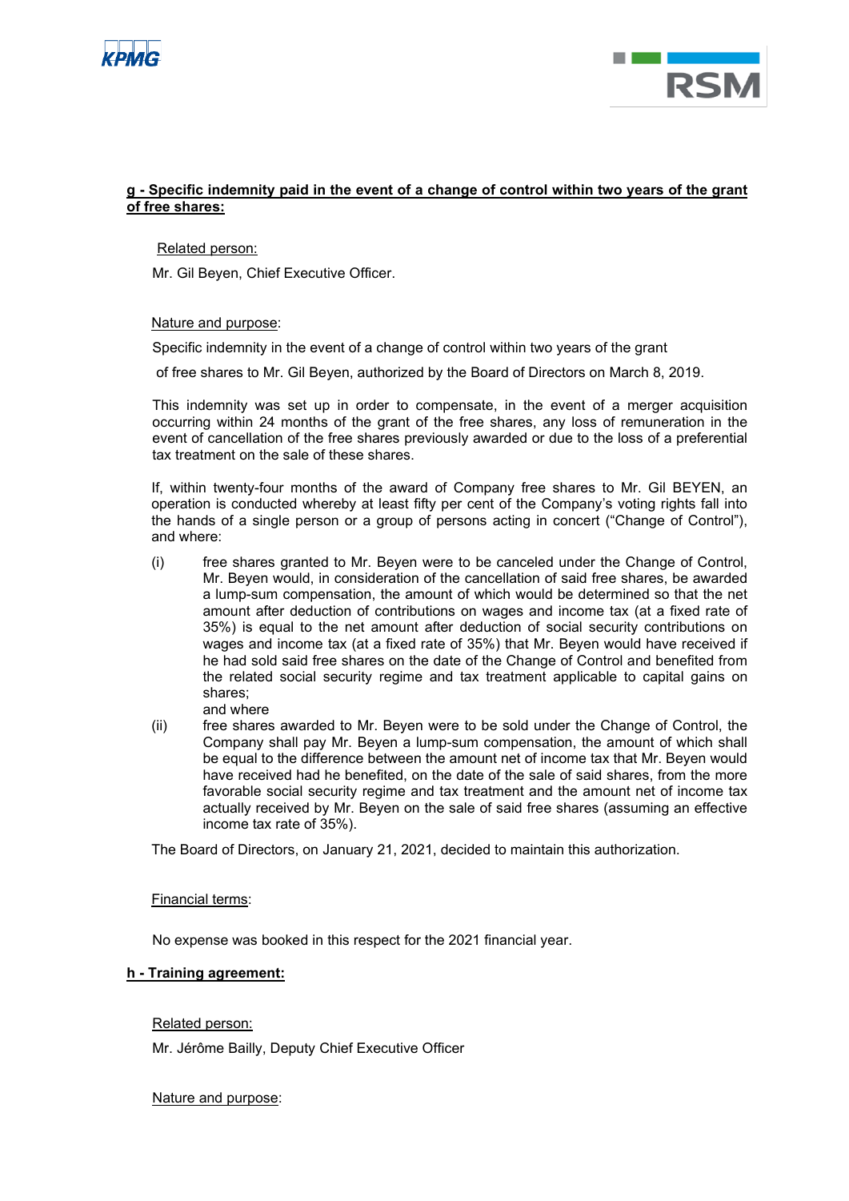**g - Specific indemnity paid in the event of a change of control within two years of the grant of free shares:**

Related person:

Mr. Gil Beyen, Chief Executive Officer.

Nature and purpose:

Specific indemnity in the event of a change of control within two years of the grant of free shares to Mr. Gil Beyen, authorized by the Board of Directors on March 8, 2019.

This indemnity was set up in order to compensate, in the event of a merger acquisition occurring within 24 months of the grant of the free shares, any loss of remuneration in the event of cancellation of the free shares previously awarded or due to the loss of a preferential tax treatment on the sale of these shares.

If, within twenty-four months of the award of Company free shares to Mr. Gil BEYEN, an operation is conducted whereby at least fifty per cent of the Company's voting rights fall into the hands of a single person or a group of persons acting in concert ("Change of Control"), and where:

(i) free shares granted to Mr. Beyen were to be canceled under the Change of Control, Mr. Beyen would, in consideration of the cancellation of said free shares, be awarded a lump-sum compensation, the amount of which would be determined so that the net amount after deduction of contributions on wages and income tax (at a fixed rate of 35%) is equal to the net amount after deduction of social security contributions on wages and income tax (at a fixed rate of 35%) that Mr. Beyen would have received if he had sold said free shares on the date of the Change of Control and benefited from the related social security regime and tax treatment applicable to capital gains on shares;
and where

(ii) free shares awarded to Mr. Beyen were to be sold under the Change of Control, the Company shall pay Mr. Beyen a lump-sum compensation, the amount of which shall be equal to the difference between the amount net of income tax that Mr. Beyen would have received had he benefited, on the date of the sale of said shares, from the more favorable social security regime and tax treatment and the amount net of income tax actually received by Mr. Beyen on the sale of said free shares (assuming an effective income tax rate of 35%).

The Board of Directors, on January 21, 2021, decided to maintain this authorization.

Financial terms:

No expense was booked in this respect for the 2021 financial year.

**h - Training agreement:**

Related person:

Mr. Jérôme Bailly, Deputy Chief Executive Officer

Nature and purpose: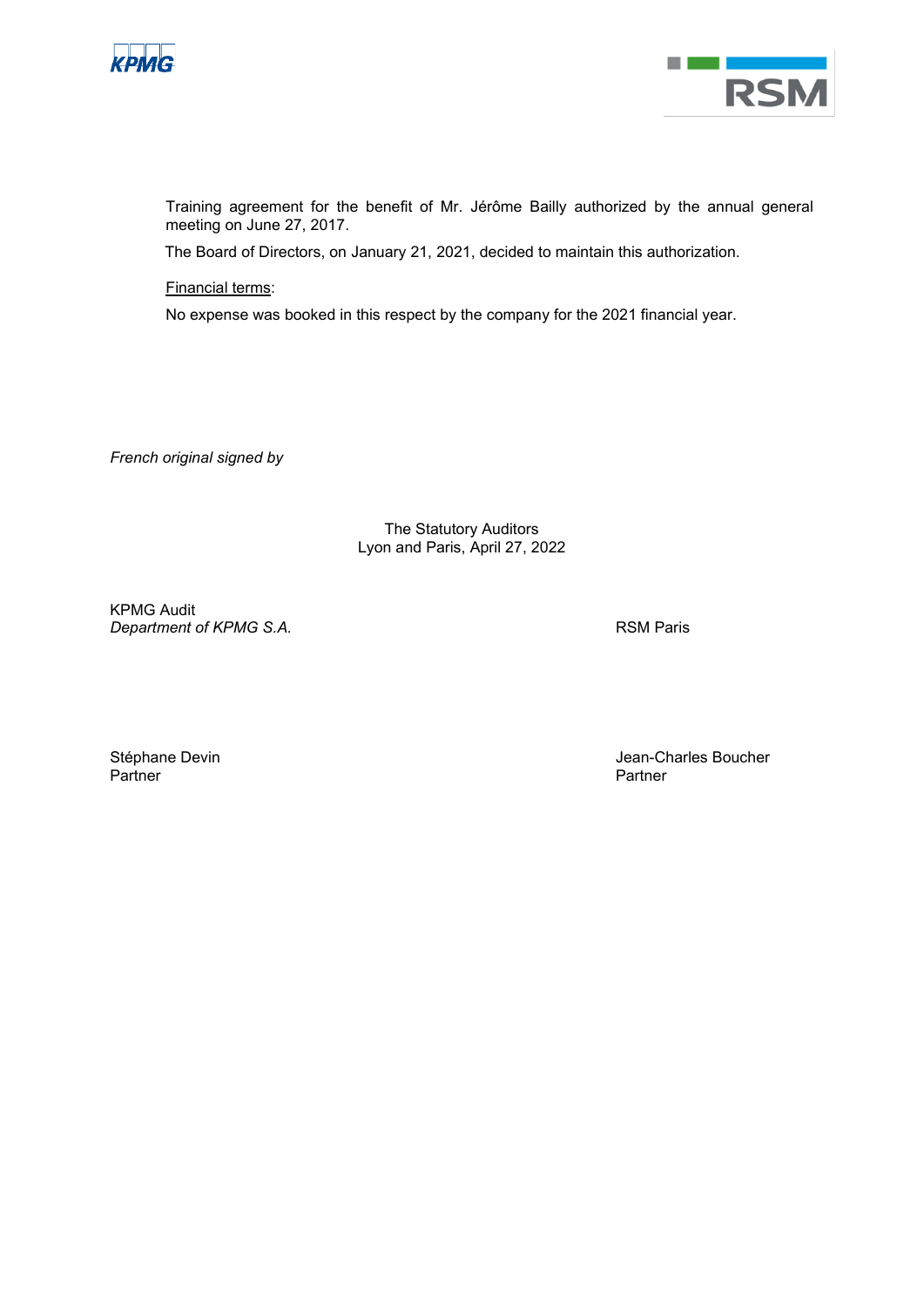Training agreement for the benefit of Mr. Jérôme Bailly authorized by the annual general meeting on June 27, 2017.

The Board of Directors, on January 21, 2021, decided to maintain this authorization.

Financial terms:

No expense was booked in this respect by the company for the 2021 financial year.

*French original signed by*

The Statutory Auditors
Lyon and Paris, April 27, 2022

KPMG Audit
*Department of KPMG S.A.*

Stéphane Devin
Partner

RSM Paris

Jean-Charles Boucher
Partner